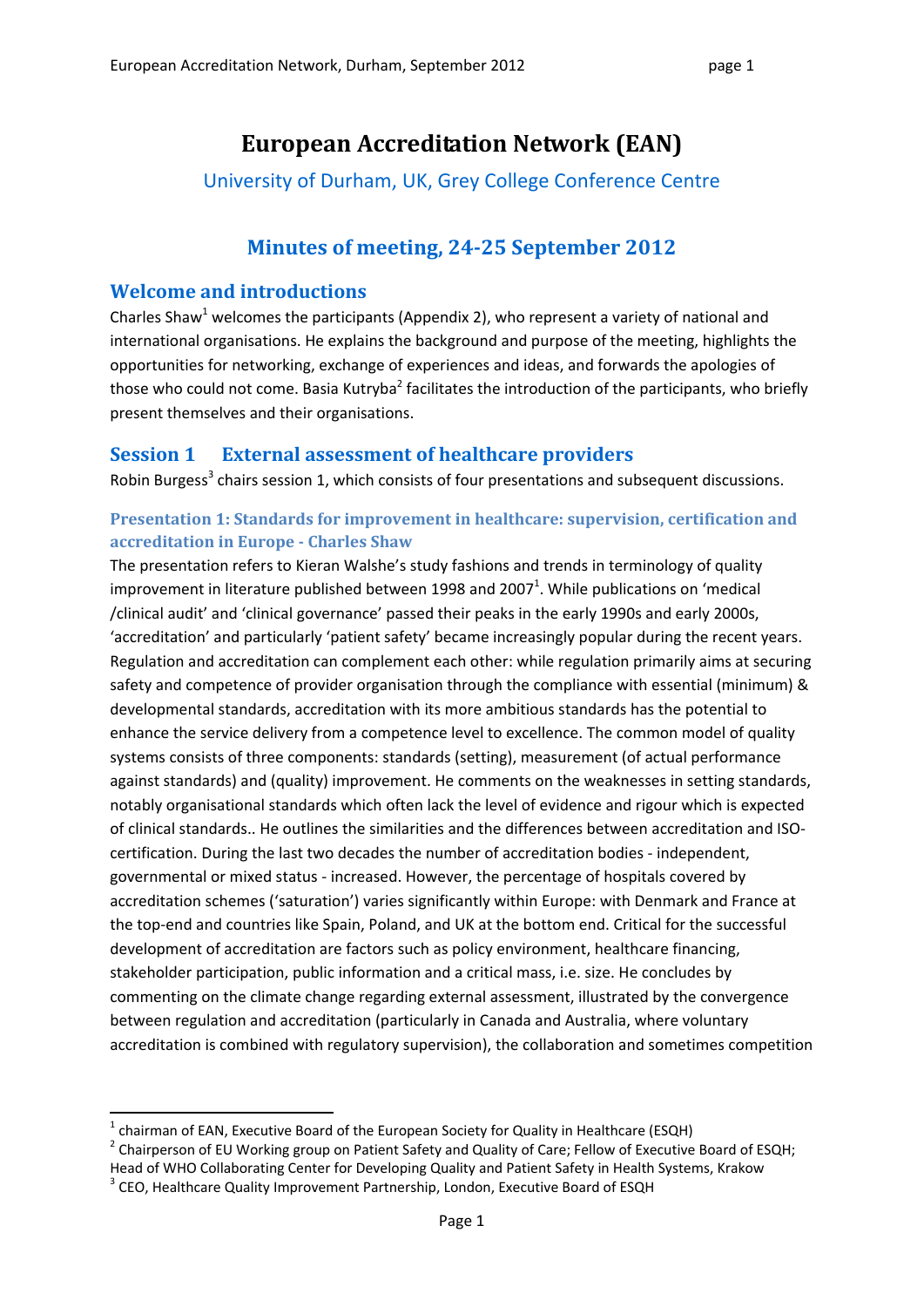# European Accreditation Network (EAN)

University of Durham, UK, Grey College Conference Centre

## Minutes of meeting, 24-25 September 2012

## Welcome and introductions

Charles Shaw[1] welcomes the participants (Appendix 2), who represent a variety of national and international organisations. He explains the background and purpose of the meeting, highlights the opportunities for networking, exchange of experiences and ideas, and forwards the apologies of those who could not come. Basia Kutryba[2] facilitates the introduction of the participants, who briefly present themselves and their organisations.

## Session 1 External assessment of healthcare providers

Robin Burgess[3] chairs session 1, which consists of four presentations and subsequent discussions.

### Presentation 1: Standards for improvement in healthcare: supervision, certification and accreditation in Europe - Charles Shaw

The presentation refers to Kieran Walshe's study fashions and trends in terminology of quality improvement in literature published between 1998 and 2007[1]. While publications on 'medical /clinical audit' and 'clinical governance' passed their peaks in the early 1990s and early 2000s, 'accreditation' and particularly 'patient safety' became increasingly popular during the recent years. Regulation and accreditation can complement each other: while regulation primarily aims at securing safety and competence of provider organisation through the compliance with essential (minimum) & developmental standards, accreditation with its more ambitious standards has the potential to enhance the service delivery from a competence level to excellence. The common model of quality systems consists of three components: standards (setting), measurement (of actual performance against standards) and (quality) improvement. He comments on the weaknesses in setting standards, notably organisational standards which often lack the level of evidence and rigour which is expected of clinical standards.. He outlines the similarities and the differences between accreditation and ISO-certification. During the last two decades the number of accreditation bodies - independent, governmental or mixed status - increased. However, the percentage of hospitals covered by accreditation schemes ('saturation') varies significantly within Europe: with Denmark and France at the top-end and countries like Spain, Poland, and UK at the bottom end. Critical for the successful development of accreditation are factors such as policy environment, healthcare financing, stakeholder participation, public information and a critical mass, i.e. size. He concludes by commenting on the climate change regarding external assessment, illustrated by the convergence between regulation and accreditation (particularly in Canada and Australia, where voluntary accreditation is combined with regulatory supervision), the collaboration and sometimes competition

---

[1] chairman of EAN, Executive Board of the European Society for Quality in Healthcare (ESQH)

[2] Chairperson of EU Working group on Patient Safety and Quality of Care; Fellow of Executive Board of ESQH; Head of WHO Collaborating Center for Developing Quality and Patient Safety in Health Systems, Krakow

[3] CEO, Healthcare Quality Improvement Partnership, London, Executive Board of ESQH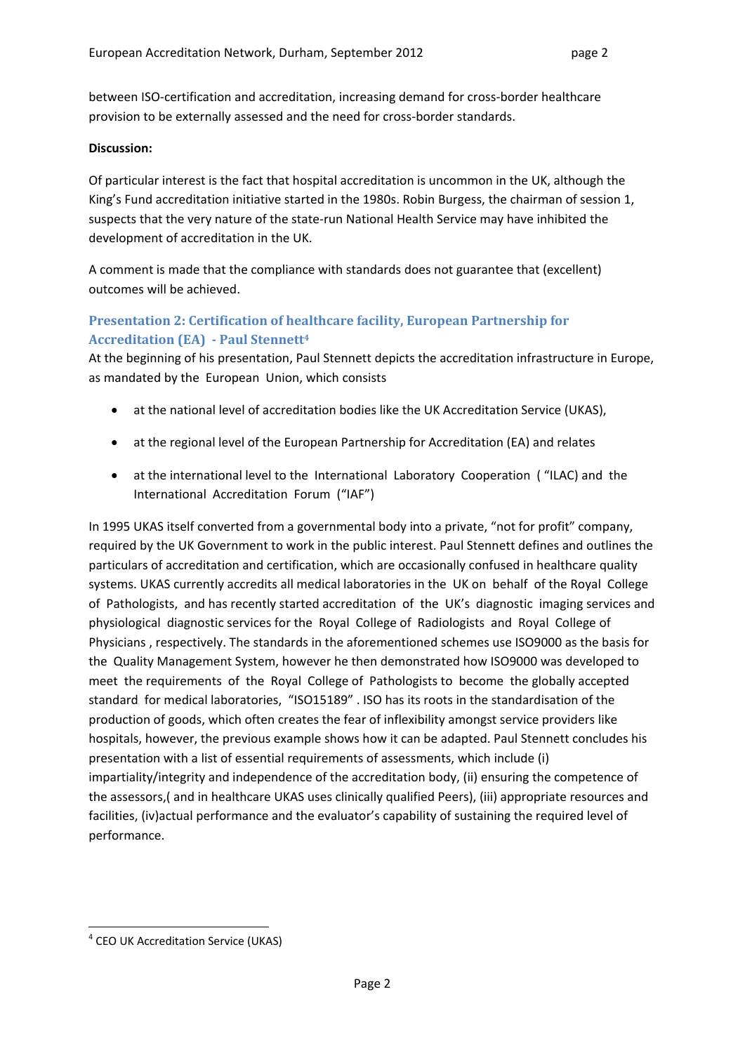between ISO-certification and accreditation, increasing demand for cross-border healthcare provision to be externally assessed and the need for cross-border standards.

**Discussion:**

Of particular interest is the fact that hospital accreditation is uncommon in the UK, although the King's Fund accreditation initiative started in the 1980s. Robin Burgess, the chairman of session 1, suspects that the very nature of the state-run National Health Service may have inhibited the development of accreditation in the UK.

A comment is made that the compliance with standards does not guarantee that (excellent) outcomes will be achieved.

### Presentation 2: Certification of healthcare facility, European Partnership for Accreditation (EA) - Paul Stennett[4]

At the beginning of his presentation, Paul Stennett depicts the accreditation infrastructure in Europe, as mandated by the European Union, which consists

- at the national level of accreditation bodies like the UK Accreditation Service (UKAS),
- at the regional level of the European Partnership for Accreditation (EA) and relates
- at the international level to the International Laboratory Cooperation ( "ILAC) and the International Accreditation Forum ("IAF")

In 1995 UKAS itself converted from a governmental body into a private, "not for profit" company, required by the UK Government to work in the public interest. Paul Stennett defines and outlines the particulars of accreditation and certification, which are occasionally confused in healthcare quality systems. UKAS currently accredits all medical laboratories in the UK on behalf of the Royal College of Pathologists, and has recently started accreditation of the UK's diagnostic imaging services and physiological diagnostic services for the Royal College of Radiologists and Royal College of Physicians , respectively. The standards in the aforementioned schemes use ISO9000 as the basis for the Quality Management System, however he then demonstrated how ISO9000 was developed to meet the requirements of the Royal College of Pathologists to become the globally accepted standard for medical laboratories, "ISO15189" . ISO has its roots in the standardisation of the production of goods, which often creates the fear of inflexibility amongst service providers like hospitals, however, the previous example shows how it can be adapted. Paul Stennett concludes his presentation with a list of essential requirements of assessments, which include (i) impartiality/integrity and independence of the accreditation body, (ii) ensuring the competence of the assessors,( and in healthcare UKAS uses clinically qualified Peers), (iii) appropriate resources and facilities, (iv)actual performance and the evaluator's capability of sustaining the required level of performance.

---

[4] CEO UK Accreditation Service (UKAS)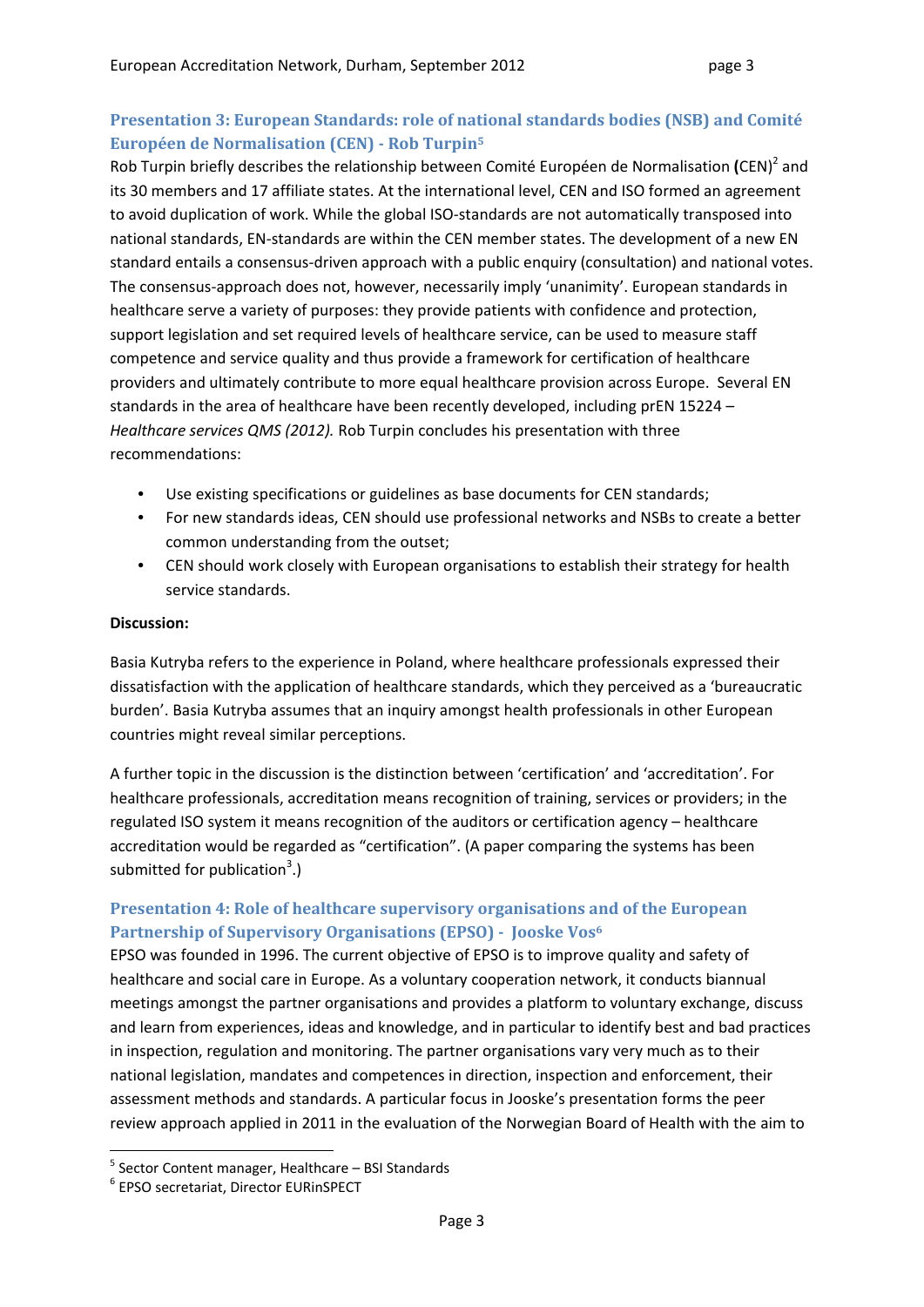## Presentation 3: European Standards: role of national standards bodies (NSB) and Comité Européen de Normalisation (CEN) - Rob Turpin[5]

Rob Turpin briefly describes the relationship between Comité Européen de Normalisation **(**CEN)[2] and its 30 members and 17 affiliate states. At the international level, CEN and ISO formed an agreement to avoid duplication of work. While the global ISO-standards are not automatically transposed into national standards, EN-standards are within the CEN member states. The development of a new EN standard entails a consensus-driven approach with a public enquiry (consultation) and national votes. The consensus-approach does not, however, necessarily imply 'unanimity'. European standards in healthcare serve a variety of purposes: they provide patients with confidence and protection, support legislation and set required levels of healthcare service, can be used to measure staff competence and service quality and thus provide a framework for certification of healthcare providers and ultimately contribute to more equal healthcare provision across Europe. Several EN standards in the area of healthcare have been recently developed, including prEN 15224 – *Healthcare services QMS (2012).* Rob Turpin concludes his presentation with three recommendations:

- Use existing specifications or guidelines as base documents for CEN standards;
- For new standards ideas, CEN should use professional networks and NSBs to create a better common understanding from the outset;
- CEN should work closely with European organisations to establish their strategy for health service standards.

**Discussion:**

Basia Kutryba refers to the experience in Poland, where healthcare professionals expressed their dissatisfaction with the application of healthcare standards, which they perceived as a 'bureaucratic burden'. Basia Kutryba assumes that an inquiry amongst health professionals in other European countries might reveal similar perceptions.

A further topic in the discussion is the distinction between 'certification' and 'accreditation'. For healthcare professionals, accreditation means recognition of training, services or providers; in the regulated ISO system it means recognition of the auditors or certification agency – healthcare accreditation would be regarded as "certification". (A paper comparing the systems has been submitted for publication[3].)

## Presentation 4: Role of healthcare supervisory organisations and of the European Partnership of Supervisory Organisations (EPSO) - Jooske Vos[6]

EPSO was founded in 1996. The current objective of EPSO is to improve quality and safety of healthcare and social care in Europe. As a voluntary cooperation network, it conducts biannual meetings amongst the partner organisations and provides a platform to voluntary exchange, discuss and learn from experiences, ideas and knowledge, and in particular to identify best and bad practices in inspection, regulation and monitoring. The partner organisations vary very much as to their national legislation, mandates and competences in direction, inspection and enforcement, their assessment methods and standards. A particular focus in Jooske's presentation forms the peer review approach applied in 2011 in the evaluation of the Norwegian Board of Health with the aim to

[5] Sector Content manager, Healthcare – BSI Standards

[6] EPSO secretariat, Director EURinSPECT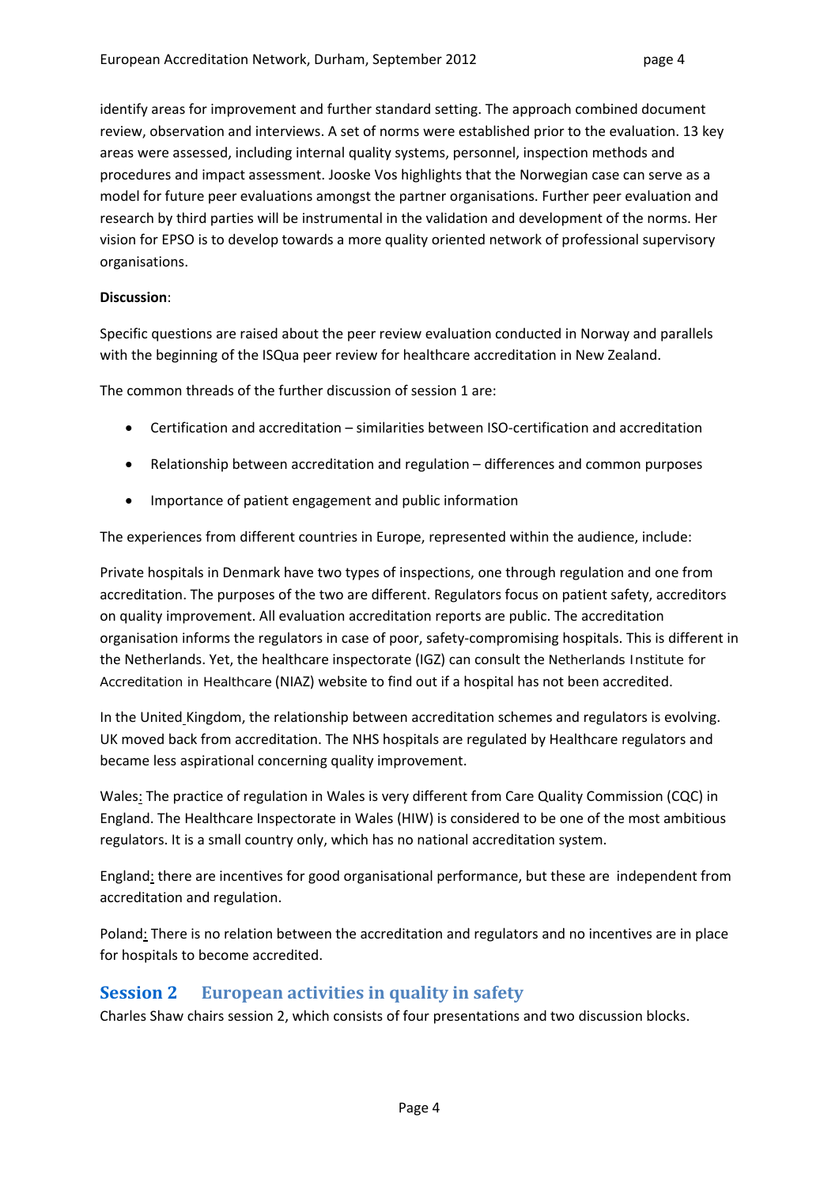identify areas for improvement and further standard setting. The approach combined document review, observation and interviews. A set of norms were established prior to the evaluation. 13 key areas were assessed, including internal quality systems, personnel, inspection methods and procedures and impact assessment. Jooske Vos highlights that the Norwegian case can serve as a model for future peer evaluations amongst the partner organisations. Further peer evaluation and research by third parties will be instrumental in the validation and development of the norms. Her vision for EPSO is to develop towards a more quality oriented network of professional supervisory organisations.

**Discussion**:

Specific questions are raised about the peer review evaluation conducted in Norway and parallels with the beginning of the ISQua peer review for healthcare accreditation in New Zealand.

The common threads of the further discussion of session 1 are:

- Certification and accreditation – similarities between ISO-certification and accreditation
- Relationship between accreditation and regulation – differences and common purposes
- Importance of patient engagement and public information

The experiences from different countries in Europe, represented within the audience, include:

Private hospitals in Denmark have two types of inspections, one through regulation and one from accreditation. The purposes of the two are different. Regulators focus on patient safety, accreditors on quality improvement. All evaluation accreditation reports are public. The accreditation organisation informs the regulators in case of poor, safety-compromising hospitals. This is different in the Netherlands. Yet, the healthcare inspectorate (IGZ) can consult the Netherlands Institute for Accreditation in Healthcare (NIAZ) website to find out if a hospital has not been accredited.

In the United Kingdom, the relationship between accreditation schemes and regulators is evolving. UK moved back from accreditation. The NHS hospitals are regulated by Healthcare regulators and became less aspirational concerning quality improvement.

Wales: The practice of regulation in Wales is very different from Care Quality Commission (CQC) in England. The Healthcare Inspectorate in Wales (HIW) is considered to be one of the most ambitious regulators. It is a small country only, which has no national accreditation system.

England: there are incentives for good organisational performance, but these are independent from accreditation and regulation.

Poland: There is no relation between the accreditation and regulators and no incentives are in place for hospitals to become accredited.

## Session 2 European activities in quality in safety

Charles Shaw chairs session 2, which consists of four presentations and two discussion blocks.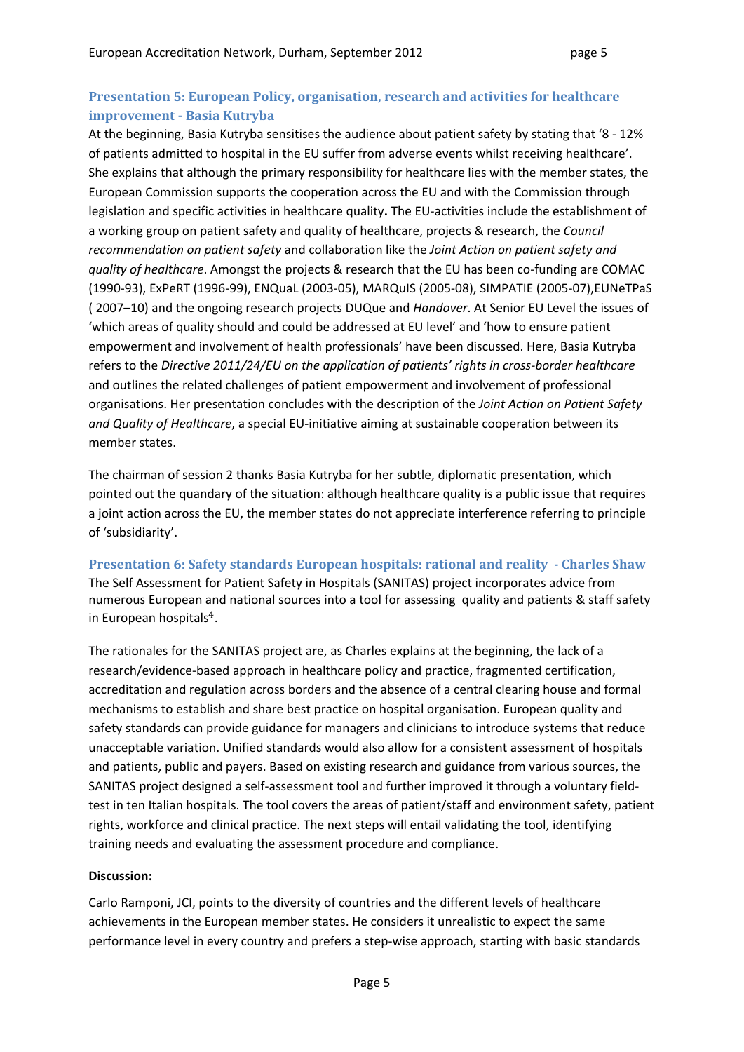### Presentation 5: European Policy, organisation, research and activities for healthcare improvement - Basia Kutryba

At the beginning, Basia Kutryba sensitises the audience about patient safety by stating that '8 - 12% of patients admitted to hospital in the EU suffer from adverse events whilst receiving healthcare'. She explains that although the primary responsibility for healthcare lies with the member states, the European Commission supports the cooperation across the EU and with the Commission through legislation and specific activities in healthcare quality**.** The EU-activities include the establishment of a working group on patient safety and quality of healthcare, projects & research, the *Council recommendation on patient safety* and collaboration like the *Joint Action on patient safety and quality of healthcare*. Amongst the projects & research that the EU has been co-funding are COMAC (1990-93), ExPeRT (1996-99), ENQuaL (2003-05), MARQuIS (2005-08), SIMPATIE (2005-07),EUNeTPaS ( 2007–10) and the ongoing research projects DUQue and *Handover*. At Senior EU Level the issues of 'which areas of quality should and could be addressed at EU level' and 'how to ensure patient empowerment and involvement of health professionals' have been discussed. Here, Basia Kutryba refers to the *Directive 2011/24/EU on the application of patients' rights in cross-border healthcare* and outlines the related challenges of patient empowerment and involvement of professional organisations. Her presentation concludes with the description of the *Joint Action on Patient Safety and Quality of Healthcare*, a special EU-initiative aiming at sustainable cooperation between its member states.

The chairman of session 2 thanks Basia Kutryba for her subtle, diplomatic presentation, which pointed out the quandary of the situation: although healthcare quality is a public issue that requires a joint action across the EU, the member states do not appreciate interference referring to principle of 'subsidiarity'.

### Presentation 6: Safety standards European hospitals: rational and reality - Charles Shaw

The Self Assessment for Patient Safety in Hospitals (SANITAS) project incorporates advice from numerous European and national sources into a tool for assessing quality and patients & staff safety in European hospitals[4].

The rationales for the SANITAS project are, as Charles explains at the beginning, the lack of a research/evidence-based approach in healthcare policy and practice, fragmented certification, accreditation and regulation across borders and the absence of a central clearing house and formal mechanisms to establish and share best practice on hospital organisation. European quality and safety standards can provide guidance for managers and clinicians to introduce systems that reduce unacceptable variation. Unified standards would also allow for a consistent assessment of hospitals and patients, public and payers. Based on existing research and guidance from various sources, the SANITAS project designed a self-assessment tool and further improved it through a voluntary field-test in ten Italian hospitals. The tool covers the areas of patient/staff and environment safety, patient rights, workforce and clinical practice. The next steps will entail validating the tool, identifying training needs and evaluating the assessment procedure and compliance.

**Discussion:**

Carlo Ramponi, JCI, points to the diversity of countries and the different levels of healthcare achievements in the European member states. He considers it unrealistic to expect the same performance level in every country and prefers a step-wise approach, starting with basic standards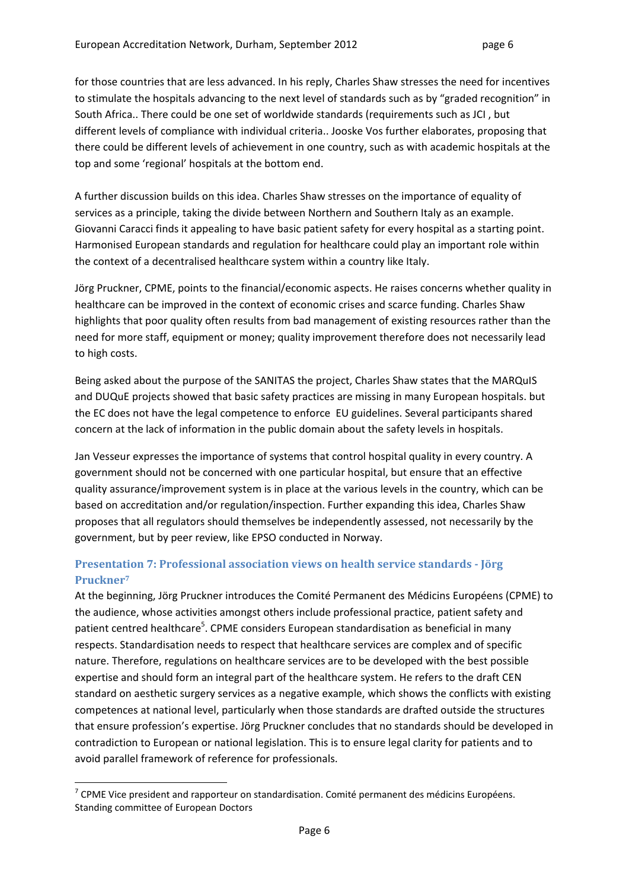for those countries that are less advanced. In his reply, Charles Shaw stresses the need for incentives to stimulate the hospitals advancing to the next level of standards such as by "graded recognition" in South Africa.. There could be one set of worldwide standards (requirements such as JCI , but different levels of compliance with individual criteria.. Jooske Vos further elaborates, proposing that there could be different levels of achievement in one country, such as with academic hospitals at the top and some 'regional' hospitals at the bottom end.

A further discussion builds on this idea. Charles Shaw stresses on the importance of equality of services as a principle, taking the divide between Northern and Southern Italy as an example. Giovanni Caracci finds it appealing to have basic patient safety for every hospital as a starting point. Harmonised European standards and regulation for healthcare could play an important role within the context of a decentralised healthcare system within a country like Italy.

Jörg Pruckner, CPME, points to the financial/economic aspects. He raises concerns whether quality in healthcare can be improved in the context of economic crises and scarce funding. Charles Shaw highlights that poor quality often results from bad management of existing resources rather than the need for more staff, equipment or money; quality improvement therefore does not necessarily lead to high costs.

Being asked about the purpose of the SANITAS the project, Charles Shaw states that the MARQuIS and DUQuE projects showed that basic safety practices are missing in many European hospitals. but the EC does not have the legal competence to enforce EU guidelines. Several participants shared concern at the lack of information in the public domain about the safety levels in hospitals.

Jan Vesseur expresses the importance of systems that control hospital quality in every country. A government should not be concerned with one particular hospital, but ensure that an effective quality assurance/improvement system is in place at the various levels in the country, which can be based on accreditation and/or regulation/inspection. Further expanding this idea, Charles Shaw proposes that all regulators should themselves be independently assessed, not necessarily by the government, but by peer review, like EPSO conducted in Norway.

### Presentation 7: Professional association views on health service standards - Jörg Pruckner[7]

At the beginning, Jörg Pruckner introduces the Comité Permanent des Médicins Européens (CPME) to the audience, whose activities amongst others include professional practice, patient safety and patient centred healthcare[5]. CPME considers European standardisation as beneficial in many respects. Standardisation needs to respect that healthcare services are complex and of specific nature. Therefore, regulations on healthcare services are to be developed with the best possible expertise and should form an integral part of the healthcare system. He refers to the draft CEN standard on aesthetic surgery services as a negative example, which shows the conflicts with existing competences at national level, particularly when those standards are drafted outside the structures that ensure profession's expertise. Jörg Pruckner concludes that no standards should be developed in contradiction to European or national legislation. This is to ensure legal clarity for patients and to avoid parallel framework of reference for professionals.

[7] CPME Vice president and rapporteur on standardisation. Comité permanent des médicins Européens. Standing committee of European Doctors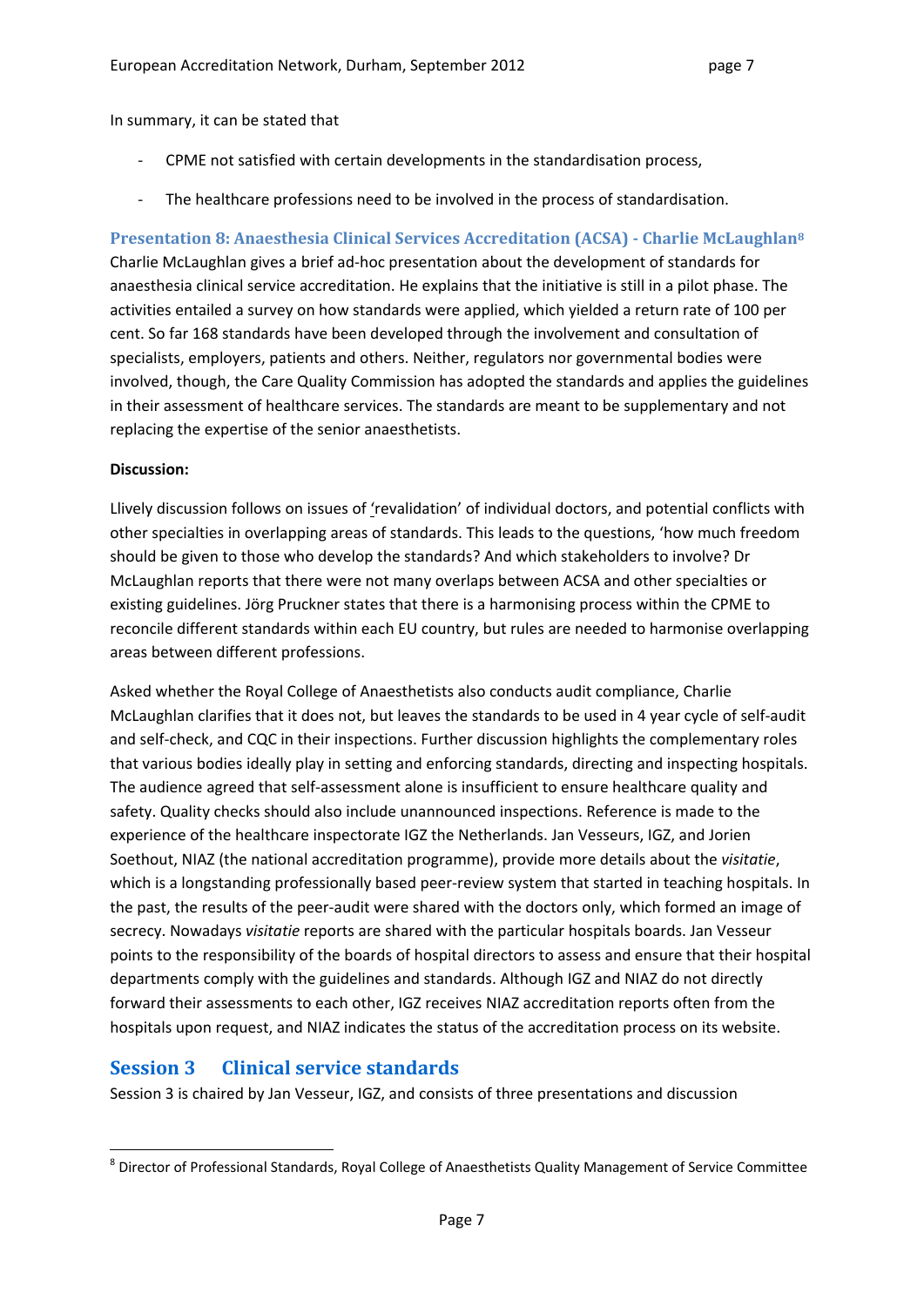In summary, it can be stated that

- CPME not satisfied with certain developments in the standardisation process,
- The healthcare professions need to be involved in the process of standardisation.

### Presentation 8: Anaesthesia Clinical Services Accreditation (ACSA) - Charlie McLaughlan[8]

Charlie McLaughlan gives a brief ad-hoc presentation about the development of standards for anaesthesia clinical service accreditation. He explains that the initiative is still in a pilot phase. The activities entailed a survey on how standards were applied, which yielded a return rate of 100 per cent. So far 168 standards have been developed through the involvement and consultation of specialists, employers, patients and others. Neither, regulators nor governmental bodies were involved, though, the Care Quality Commission has adopted the standards and applies the guidelines in their assessment of healthcare services. The standards are meant to be supplementary and not replacing the expertise of the senior anaesthetists.

**Discussion:**

Llively discussion follows on issues of 'revalidation' of individual doctors, and potential conflicts with other specialties in overlapping areas of standards. This leads to the questions, 'how much freedom should be given to those who develop the standards? And which stakeholders to involve? Dr McLaughlan reports that there were not many overlaps between ACSA and other specialties or existing guidelines. Jörg Pruckner states that there is a harmonising process within the CPME to reconcile different standards within each EU country, but rules are needed to harmonise overlapping areas between different professions.

Asked whether the Royal College of Anaesthetists also conducts audit compliance, Charlie McLaughlan clarifies that it does not, but leaves the standards to be used in 4 year cycle of self-audit and self-check, and CQC in their inspections. Further discussion highlights the complementary roles that various bodies ideally play in setting and enforcing standards, directing and inspecting hospitals. The audience agreed that self-assessment alone is insufficient to ensure healthcare quality and safety. Quality checks should also include unannounced inspections. Reference is made to the experience of the healthcare inspectorate IGZ the Netherlands. Jan Vesseurs, IGZ, and Jorien Soethout, NIAZ (the national accreditation programme), provide more details about the *visitatie*, which is a longstanding professionally based peer-review system that started in teaching hospitals. In the past, the results of the peer-audit were shared with the doctors only, which formed an image of secrecy. Nowadays *visitatie* reports are shared with the particular hospitals boards. Jan Vesseur points to the responsibility of the boards of hospital directors to assess and ensure that their hospital departments comply with the guidelines and standards. Although IGZ and NIAZ do not directly forward their assessments to each other, IGZ receives NIAZ accreditation reports often from the hospitals upon request, and NIAZ indicates the status of the accreditation process on its website.

## Session 3 Clinical service standards

Session 3 is chaired by Jan Vesseur, IGZ, and consists of three presentations and discussion

[8] Director of Professional Standards, Royal College of Anaesthetists Quality Management of Service Committee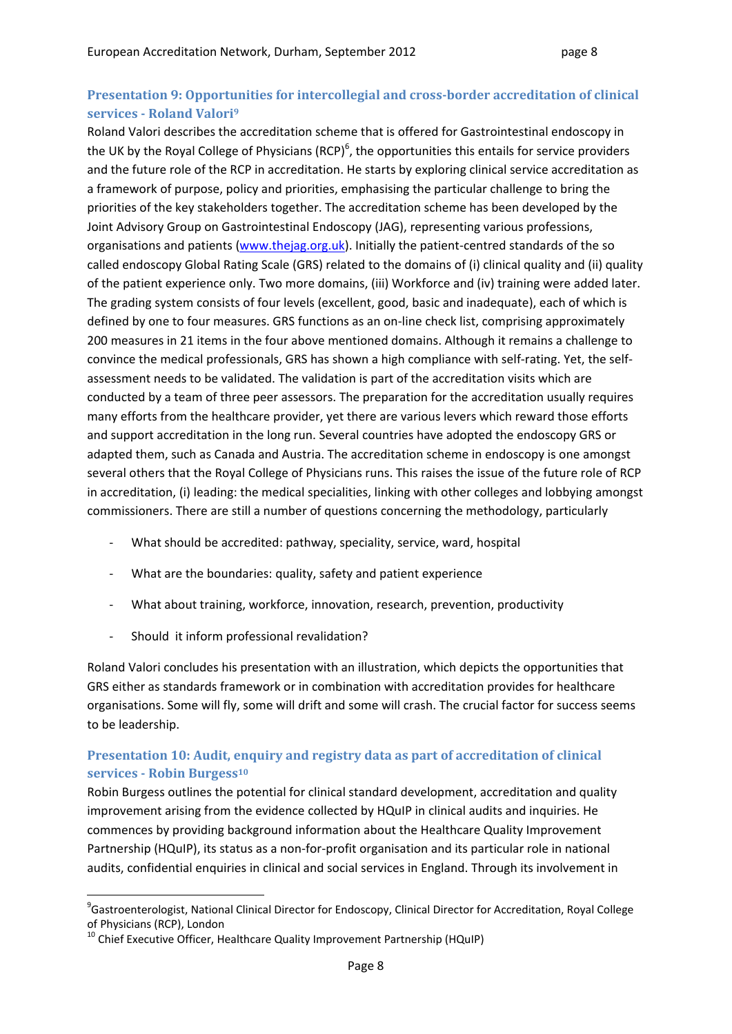## Presentation 9: Opportunities for intercollegial and cross-border accreditation of clinical services - Roland Valori[9]

Roland Valori describes the accreditation scheme that is offered for Gastrointestinal endoscopy in the UK by the Royal College of Physicians (RCP)[6], the opportunities this entails for service providers and the future role of the RCP in accreditation. He starts by exploring clinical service accreditation as a framework of purpose, policy and priorities, emphasising the particular challenge to bring the priorities of the key stakeholders together. The accreditation scheme has been developed by the Joint Advisory Group on Gastrointestinal Endoscopy (JAG), representing various professions, organisations and patients (www.thejag.org.uk). Initially the patient-centred standards of the so called endoscopy Global Rating Scale (GRS) related to the domains of (i) clinical quality and (ii) quality of the patient experience only. Two more domains, (iii) Workforce and (iv) training were added later. The grading system consists of four levels (excellent, good, basic and inadequate), each of which is defined by one to four measures. GRS functions as an on-line check list, comprising approximately 200 measures in 21 items in the four above mentioned domains. Although it remains a challenge to convince the medical professionals, GRS has shown a high compliance with self-rating. Yet, the self-assessment needs to be validated. The validation is part of the accreditation visits which are conducted by a team of three peer assessors. The preparation for the accreditation usually requires many efforts from the healthcare provider, yet there are various levers which reward those efforts and support accreditation in the long run. Several countries have adopted the endoscopy GRS or adapted them, such as Canada and Austria. The accreditation scheme in endoscopy is one amongst several others that the Royal College of Physicians runs. This raises the issue of the future role of RCP in accreditation, (i) leading: the medical specialities, linking with other colleges and lobbying amongst commissioners. There are still a number of questions concerning the methodology, particularly

- What should be accredited: pathway, speciality, service, ward, hospital
- What are the boundaries: quality, safety and patient experience
- What about training, workforce, innovation, research, prevention, productivity
- Should it inform professional revalidation?

Roland Valori concludes his presentation with an illustration, which depicts the opportunities that GRS either as standards framework or in combination with accreditation provides for healthcare organisations. Some will fly, some will drift and some will crash. The crucial factor for success seems to be leadership.

## Presentation 10: Audit, enquiry and registry data as part of accreditation of clinical services - Robin Burgess[10]

Robin Burgess outlines the potential for clinical standard development, accreditation and quality improvement arising from the evidence collected by HQuIP in clinical audits and inquiries. He commences by providing background information about the Healthcare Quality Improvement Partnership (HQuIP), its status as a non-for-profit organisation and its particular role in national audits, confidential enquiries in clinical and social services in England. Through its involvement in

---

[9] Gastroenterologist, National Clinical Director for Endoscopy, Clinical Director for Accreditation, Royal College of Physicians (RCP), London

[10] Chief Executive Officer, Healthcare Quality Improvement Partnership (HQuIP)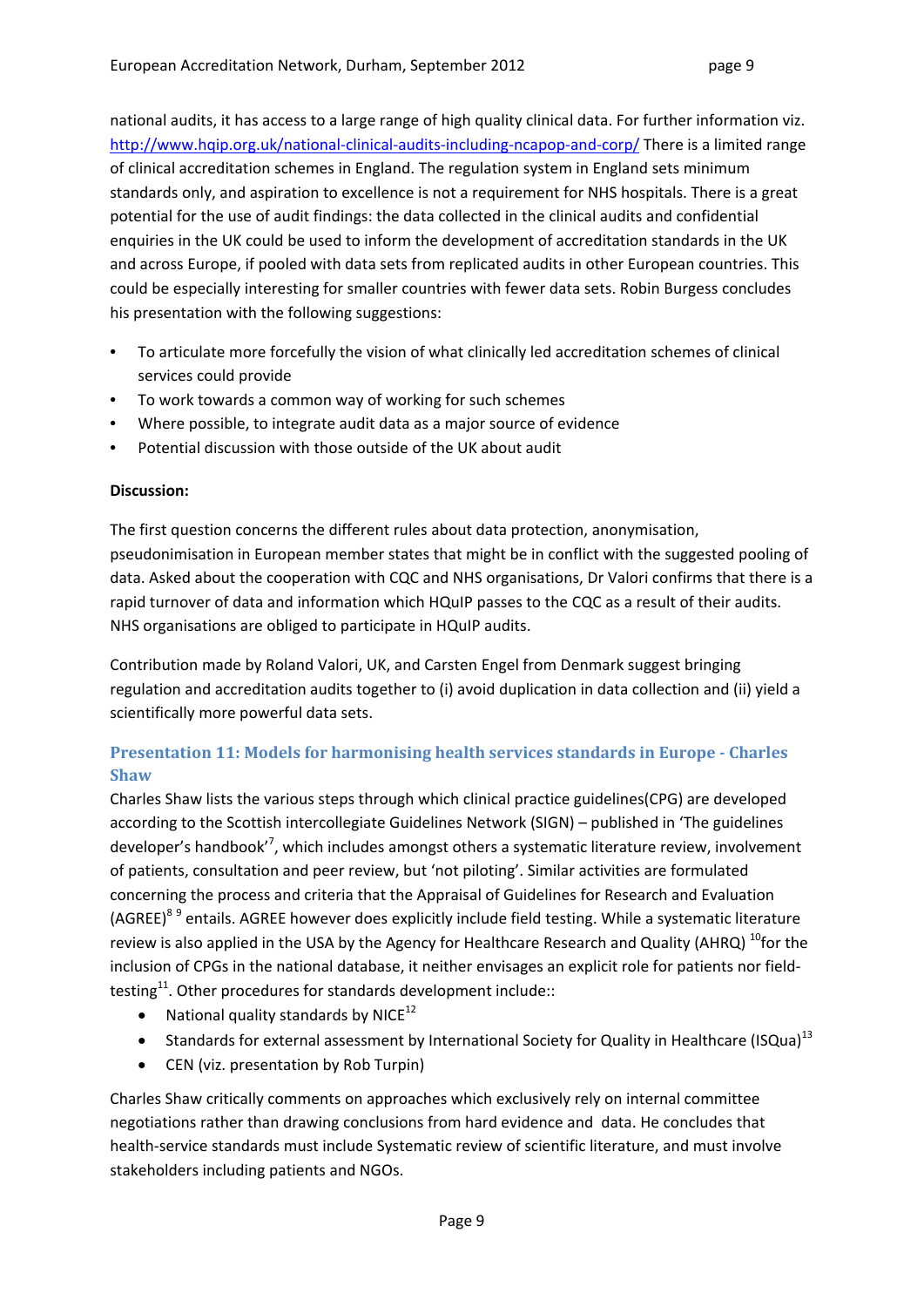national audits, it has access to a large range of high quality clinical data. For further information viz. http://www.hqip.org.uk/national-clinical-audits-including-ncapop-and-corp/ There is a limited range of clinical accreditation schemes in England. The regulation system in England sets minimum standards only, and aspiration to excellence is not a requirement for NHS hospitals. There is a great potential for the use of audit findings: the data collected in the clinical audits and confidential enquiries in the UK could be used to inform the development of accreditation standards in the UK and across Europe, if pooled with data sets from replicated audits in other European countries. This could be especially interesting for smaller countries with fewer data sets. Robin Burgess concludes his presentation with the following suggestions:

- To articulate more forcefully the vision of what clinically led accreditation schemes of clinical services could provide
- To work towards a common way of working for such schemes
- Where possible, to integrate audit data as a major source of evidence
- Potential discussion with those outside of the UK about audit

**Discussion:**

The first question concerns the different rules about data protection, anonymisation, pseudonimisation in European member states that might be in conflict with the suggested pooling of data. Asked about the cooperation with CQC and NHS organisations, Dr Valori confirms that there is a rapid turnover of data and information which HQuIP passes to the CQC as a result of their audits. NHS organisations are obliged to participate in HQuIP audits.

Contribution made by Roland Valori, UK, and Carsten Engel from Denmark suggest bringing regulation and accreditation audits together to (i) avoid duplication in data collection and (ii) yield a scientifically more powerful data sets.

### Presentation 11: Models for harmonising health services standards in Europe - Charles Shaw

Charles Shaw lists the various steps through which clinical practice guidelines(CPG) are developed according to the Scottish intercollegiate Guidelines Network (SIGN) – published in 'The guidelines developer's handbook'[7], which includes amongst others a systematic literature review, involvement of patients, consultation and peer review, but 'not piloting'. Similar activities are formulated concerning the process and criteria that the Appraisal of Guidelines for Research and Evaluation (AGREE)[8 9] entails. AGREE however does explicitly include field testing. While a systematic literature review is also applied in the USA by the Agency for Healthcare Research and Quality (AHRQ) [10]for the inclusion of CPGs in the national database, it neither envisages an explicit role for patients nor field-testing[11]. Other procedures for standards development include::

- National quality standards by NICE[12]
- Standards for external assessment by International Society for Quality in Healthcare (ISQua)[13]
- CEN (viz. presentation by Rob Turpin)

Charles Shaw critically comments on approaches which exclusively rely on internal committee negotiations rather than drawing conclusions from hard evidence and data. He concludes that health-service standards must include Systematic review of scientific literature, and must involve stakeholders including patients and NGOs.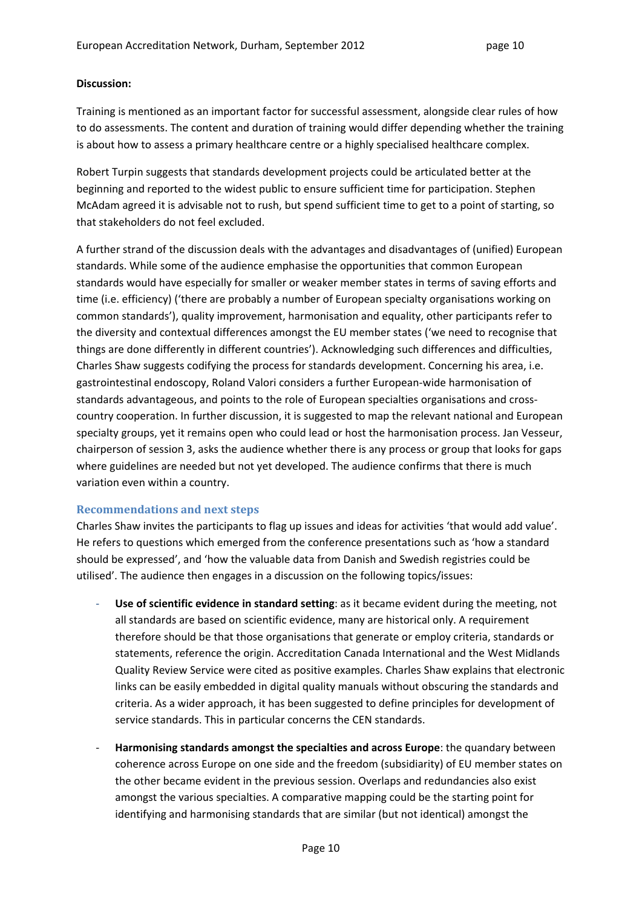**Discussion:**

Training is mentioned as an important factor for successful assessment, alongside clear rules of how to do assessments. The content and duration of training would differ depending whether the training is about how to assess a primary healthcare centre or a highly specialised healthcare complex.

Robert Turpin suggests that standards development projects could be articulated better at the beginning and reported to the widest public to ensure sufficient time for participation. Stephen McAdam agreed it is advisable not to rush, but spend sufficient time to get to a point of starting, so that stakeholders do not feel excluded.

A further strand of the discussion deals with the advantages and disadvantages of (unified) European standards. While some of the audience emphasise the opportunities that common European standards would have especially for smaller or weaker member states in terms of saving efforts and time (i.e. efficiency) ('there are probably a number of European specialty organisations working on common standards'), quality improvement, harmonisation and equality, other participants refer to the diversity and contextual differences amongst the EU member states ('we need to recognise that things are done differently in different countries'). Acknowledging such differences and difficulties, Charles Shaw suggests codifying the process for standards development. Concerning his area, i.e. gastrointestinal endoscopy, Roland Valori considers a further European-wide harmonisation of standards advantageous, and points to the role of European specialties organisations and cross-country cooperation. In further discussion, it is suggested to map the relevant national and European specialty groups, yet it remains open who could lead or host the harmonisation process. Jan Vesseur, chairperson of session 3, asks the audience whether there is any process or group that looks for gaps where guidelines are needed but not yet developed. The audience confirms that there is much variation even within a country.

### Recommendations and next steps

Charles Shaw invites the participants to flag up issues and ideas for activities 'that would add value'. He refers to questions which emerged from the conference presentations such as 'how a standard should be expressed', and 'how the valuable data from Danish and Swedish registries could be utilised'. The audience then engages in a discussion on the following topics/issues:

- **Use of scientific evidence in standard setting**: as it became evident during the meeting, not all standards are based on scientific evidence, many are historical only. A requirement therefore should be that those organisations that generate or employ criteria, standards or statements, reference the origin. Accreditation Canada International and the West Midlands Quality Review Service were cited as positive examples. Charles Shaw explains that electronic links can be easily embedded in digital quality manuals without obscuring the standards and criteria. As a wider approach, it has been suggested to define principles for development of service standards. This in particular concerns the CEN standards.

- **Harmonising standards amongst the specialties and across Europe**: the quandary between coherence across Europe on one side and the freedom (subsidiarity) of EU member states on the other became evident in the previous session. Overlaps and redundancies also exist amongst the various specialties. A comparative mapping could be the starting point for identifying and harmonising standards that are similar (but not identical) amongst the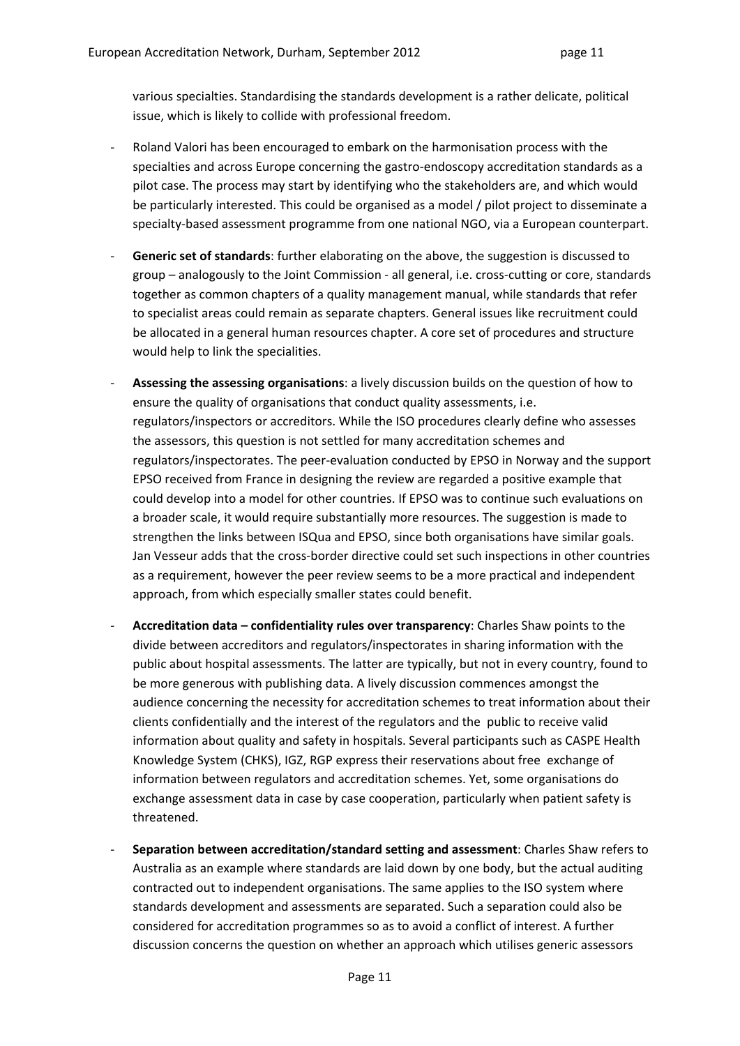various specialties. Standardising the standards development is a rather delicate, political issue, which is likely to collide with professional freedom.

- Roland Valori has been encouraged to embark on the harmonisation process with the specialties and across Europe concerning the gastro-endoscopy accreditation standards as a pilot case. The process may start by identifying who the stakeholders are, and which would be particularly interested. This could be organised as a model / pilot project to disseminate a specialty-based assessment programme from one national NGO, via a European counterpart.

- **Generic set of standards**: further elaborating on the above, the suggestion is discussed to group – analogously to the Joint Commission - all general, i.e. cross-cutting or core, standards together as common chapters of a quality management manual, while standards that refer to specialist areas could remain as separate chapters. General issues like recruitment could be allocated in a general human resources chapter. A core set of procedures and structure would help to link the specialities.

- **Assessing the assessing organisations**: a lively discussion builds on the question of how to ensure the quality of organisations that conduct quality assessments, i.e. regulators/inspectors or accreditors. While the ISO procedures clearly define who assesses the assessors, this question is not settled for many accreditation schemes and regulators/inspectorates. The peer-evaluation conducted by EPSO in Norway and the support EPSO received from France in designing the review are regarded a positive example that could develop into a model for other countries. If EPSO was to continue such evaluations on a broader scale, it would require substantially more resources. The suggestion is made to strengthen the links between ISQua and EPSO, since both organisations have similar goals. Jan Vesseur adds that the cross-border directive could set such inspections in other countries as a requirement, however the peer review seems to be a more practical and independent approach, from which especially smaller states could benefit.

- **Accreditation data – confidentiality rules over transparency**: Charles Shaw points to the divide between accreditors and regulators/inspectorates in sharing information with the public about hospital assessments. The latter are typically, but not in every country, found to be more generous with publishing data. A lively discussion commences amongst the audience concerning the necessity for accreditation schemes to treat information about their clients confidentially and the interest of the regulators and the public to receive valid information about quality and safety in hospitals. Several participants such as CASPE Health Knowledge System (CHKS), IGZ, RGP express their reservations about free exchange of information between regulators and accreditation schemes. Yet, some organisations do exchange assessment data in case by case cooperation, particularly when patient safety is threatened.

- **Separation between accreditation/standard setting and assessment**: Charles Shaw refers to Australia as an example where standards are laid down by one body, but the actual auditing contracted out to independent organisations. The same applies to the ISO system where standards development and assessments are separated. Such a separation could also be considered for accreditation programmes so as to avoid a conflict of interest. A further discussion concerns the question on whether an approach which utilises generic assessors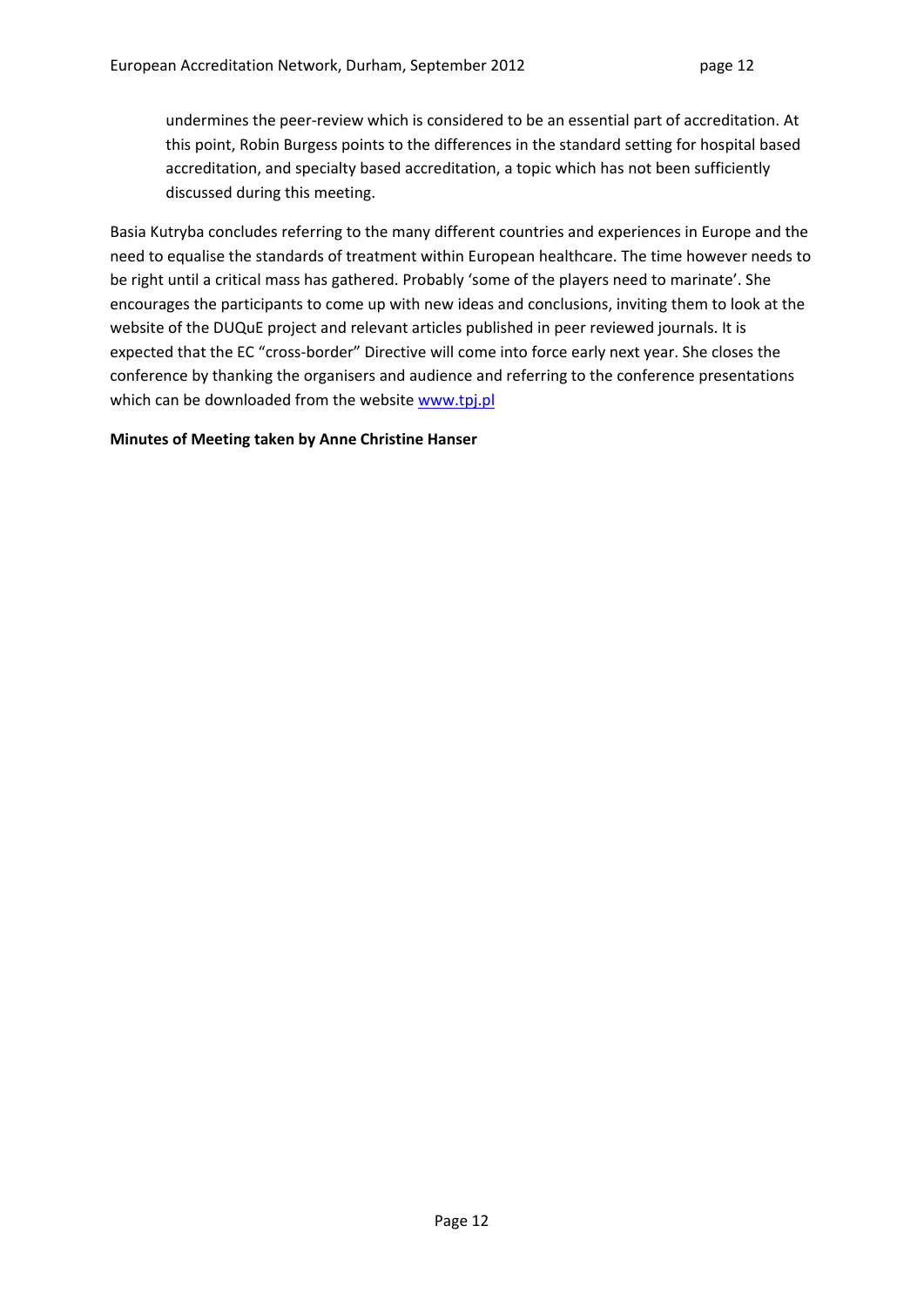undermines the peer-review which is considered to be an essential part of accreditation. At this point, Robin Burgess points to the differences in the standard setting for hospital based accreditation, and specialty based accreditation, a topic which has not been sufficiently discussed during this meeting.

Basia Kutryba concludes referring to the many different countries and experiences in Europe and the need to equalise the standards of treatment within European healthcare. The time however needs to be right until a critical mass has gathered. Probably 'some of the players need to marinate'. She encourages the participants to come up with new ideas and conclusions, inviting them to look at the website of the DUQuE project and relevant articles published in peer reviewed journals. It is expected that the EC "cross-border" Directive will come into force early next year. She closes the conference by thanking the organisers and audience and referring to the conference presentations which can be downloaded from the website [www.tpj.pl](http://www.tpj.pl)

**Minutes of Meeting taken by Anne Christine Hanser**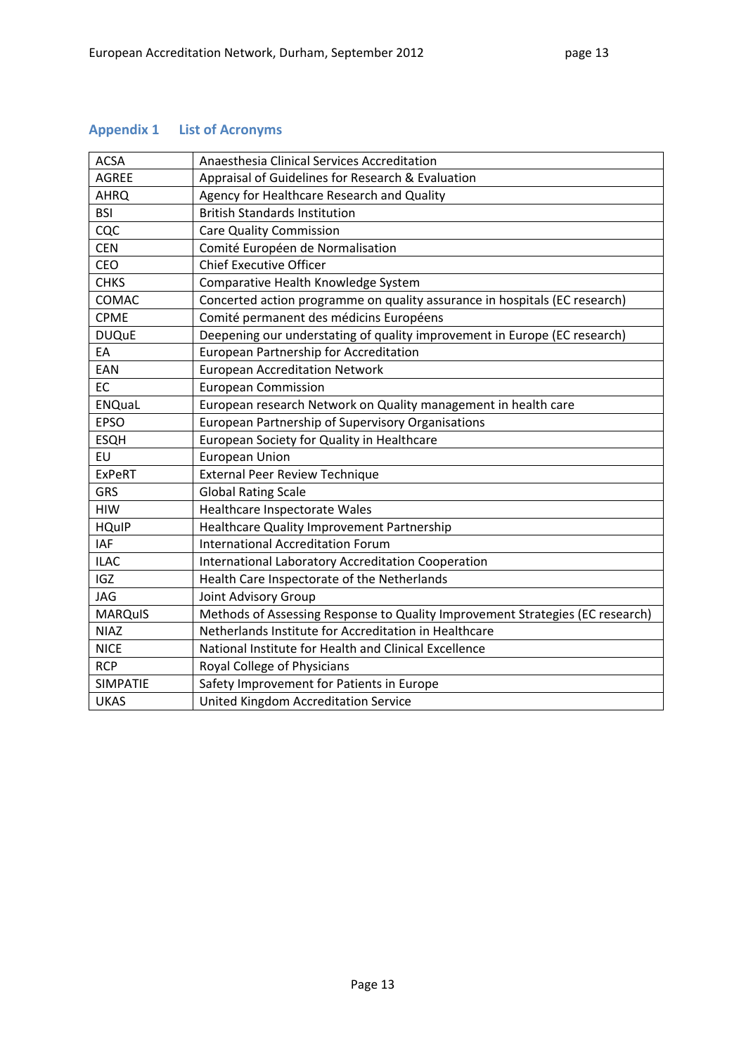## Appendix 1 List of Acronyms

| | |
|---|---|
| ACSA | Anaesthesia Clinical Services Accreditation |
| AGREE | Appraisal of Guidelines for Research & Evaluation |
| AHRQ | Agency for Healthcare Research and Quality |
| BSI | British Standards Institution |
| CQC | Care Quality Commission |
| CEN | Comité Européen de Normalisation |
| CEO | Chief Executive Officer |
| CHKS | Comparative Health Knowledge System |
| COMAC | Concerted action programme on quality assurance in hospitals (EC research) |
| CPME | Comité permanent des médicins Européens |
| DUQuE | Deepening our understating of quality improvement in Europe (EC research) |
| EA | European Partnership for Accreditation |
| EAN | European Accreditation Network |
| EC | European Commission |
| ENQuaL | European research Network on Quality management in health care |
| EPSO | European Partnership of Supervisory Organisations |
| ESQH | European Society for Quality in Healthcare |
| EU | European Union |
| ExPeRT | External Peer Review Technique |
| GRS | Global Rating Scale |
| HIW | Healthcare Inspectorate Wales |
| HQuIP | Healthcare Quality Improvement Partnership |
| IAF | International Accreditation Forum |
| ILAC | International Laboratory Accreditation Cooperation |
| IGZ | Health Care Inspectorate of the Netherlands |
| JAG | Joint Advisory Group |
| MARQuIS | Methods of Assessing Response to Quality Improvement Strategies (EC research) |
| NIAZ | Netherlands Institute for Accreditation in Healthcare |
| NICE | National Institute for Health and Clinical Excellence |
| RCP | Royal College of Physicians |
| SIMPATIE | Safety Improvement for Patients in Europe |
| UKAS | United Kingdom Accreditation Service |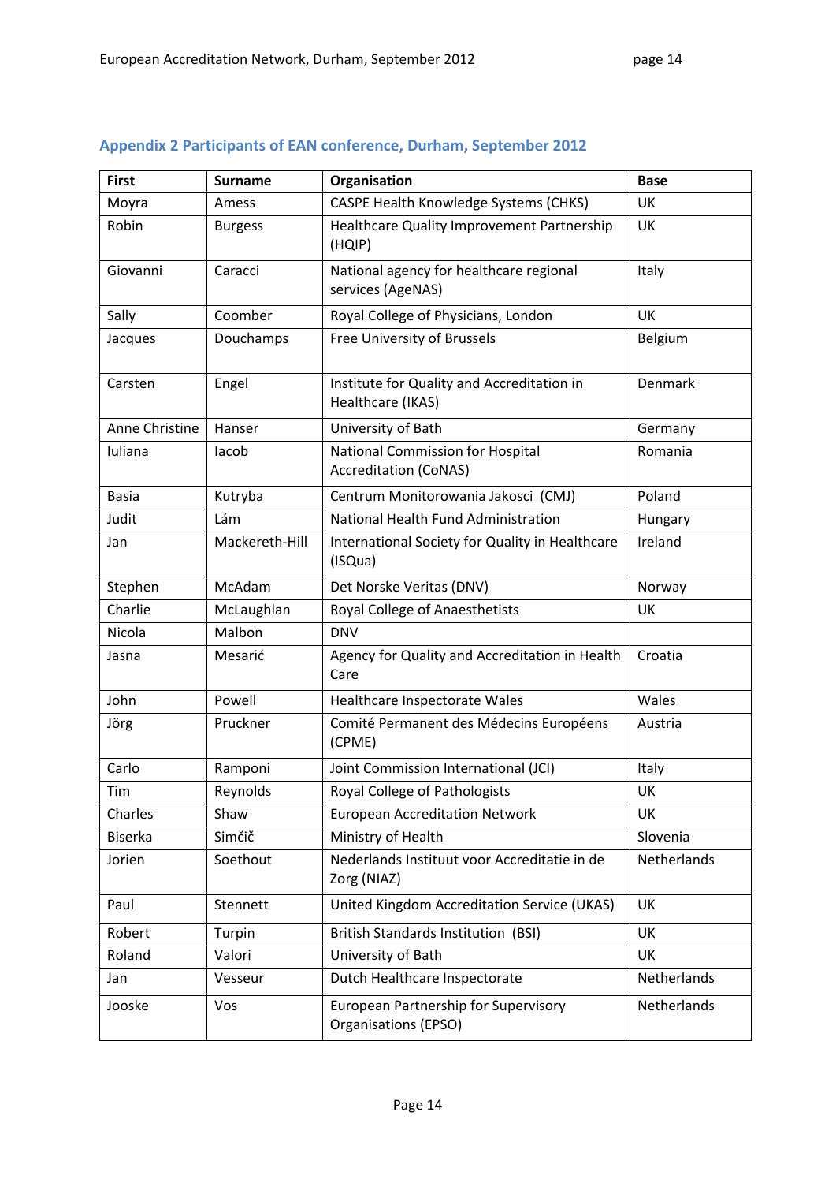## Appendix 2 Participants of EAN conference, Durham, September 2012

| First | Surname | Organisation | Base |
|---|---|---|---|
| Moyra | Amess | CASPE Health Knowledge Systems (CHKS) | UK |
| Robin | Burgess | Healthcare Quality Improvement Partnership (HQIP) | UK |
| Giovanni | Caracci | National agency for healthcare regional services (AgeNAS) | Italy |
| Sally | Coomber | Royal College of Physicians, London | UK |
| Jacques | Douchamps | Free University of Brussels | Belgium |
| Carsten | Engel | Institute for Quality and Accreditation in Healthcare (IKAS) | Denmark |
| Anne Christine | Hanser | University of Bath | Germany |
| Iuliana | Iacob | National Commission for Hospital Accreditation (CoNAS) | Romania |
| Basia | Kutryba | Centrum Monitorowania Jakosci (CMJ) | Poland |
| Judit | Lám | National Health Fund Administration | Hungary |
| Jan | Mackereth-Hill | International Society for Quality in Healthcare (ISQua) | Ireland |
| Stephen | McAdam | Det Norske Veritas (DNV) | Norway |
| Charlie | McLaughlan | Royal College of Anaesthetists | UK |
| Nicola | Malbon | DNV | |
| Jasna | Mesarić | Agency for Quality and Accreditation in Health Care | Croatia |
| John | Powell | Healthcare Inspectorate Wales | Wales |
| Jörg | Pruckner | Comité Permanent des Médecins Européens (CPME) | Austria |
| Carlo | Ramponi | Joint Commission International (JCI) | Italy |
| Tim | Reynolds | Royal College of Pathologists | UK |
| Charles | Shaw | European Accreditation Network | UK |
| Biserka | Simčič | Ministry of Health | Slovenia |
| Jorien | Soethout | Nederlands Instituut voor Accreditatie in de Zorg (NIAZ) | Netherlands |
| Paul | Stennett | United Kingdom Accreditation Service (UKAS) | UK |
| Robert | Turpin | British Standards Institution (BSI) | UK |
| Roland | Valori | University of Bath | UK |
| Jan | Vesseur | Dutch Healthcare Inspectorate | Netherlands |
| Jooske | Vos | European Partnership for Supervisory Organisations (EPSO) | Netherlands |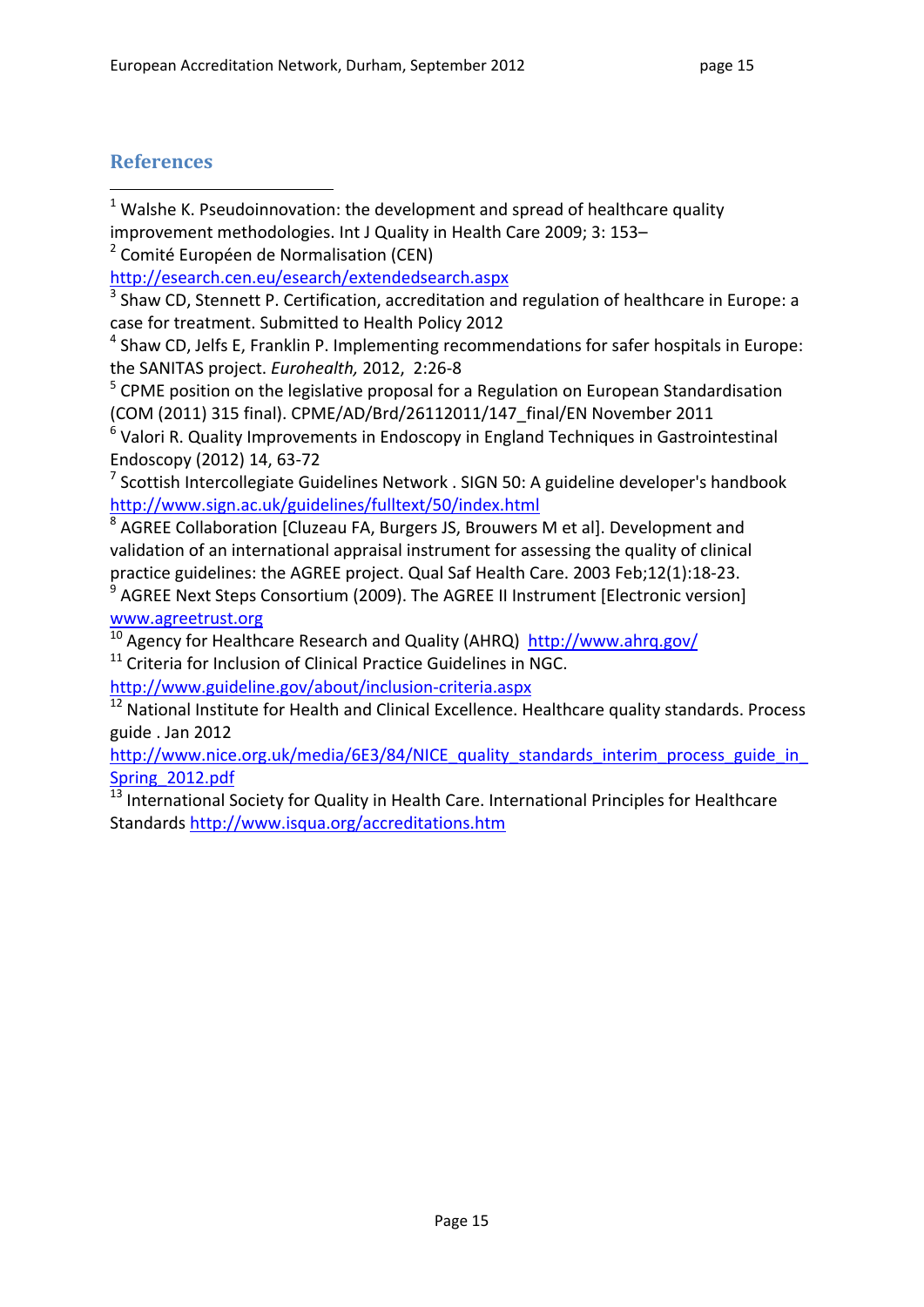## References

[1] Walshe K. Pseudoinnovation: the development and spread of healthcare quality improvement methodologies. Int J Quality in Health Care 2009; 3: 153–

[2] Comité Européen de Normalisation (CEN) http://esearch.cen.eu/esearch/extendedsearch.aspx

[3] Shaw CD, Stennett P. Certification, accreditation and regulation of healthcare in Europe: a case for treatment. Submitted to Health Policy 2012

[4] Shaw CD, Jelfs E, Franklin P. Implementing recommendations for safer hospitals in Europe: the SANITAS project. *Eurohealth,* 2012, 2:26-8

[5] CPME position on the legislative proposal for a Regulation on European Standardisation (COM (2011) 315 final). CPME/AD/Brd/26112011/147_final/EN November 2011

[6] Valori R. Quality Improvements in Endoscopy in England Techniques in Gastrointestinal Endoscopy (2012) 14, 63-72

[7] Scottish Intercollegiate Guidelines Network . SIGN 50: A guideline developer's handbook http://www.sign.ac.uk/guidelines/fulltext/50/index.html

[8] AGREE Collaboration [Cluzeau FA, Burgers JS, Brouwers M et al]. Development and validation of an international appraisal instrument for assessing the quality of clinical practice guidelines: the AGREE project. Qual Saf Health Care. 2003 Feb;12(1):18-23.

[9] AGREE Next Steps Consortium (2009). The AGREE II Instrument [Electronic version] www.agreetrust.org

[10] Agency for Healthcare Research and Quality (AHRQ) http://www.ahrq.gov/

[11] Criteria for Inclusion of Clinical Practice Guidelines in NGC. http://www.guideline.gov/about/inclusion-criteria.aspx

[12] National Institute for Health and Clinical Excellence. Healthcare quality standards. Process guide . Jan 2012 http://www.nice.org.uk/media/6E3/84/NICE_quality_standards_interim_process_guide_in_Spring_2012.pdf

[13] International Society for Quality in Health Care. International Principles for Healthcare Standards http://www.isqua.org/accreditations.htm